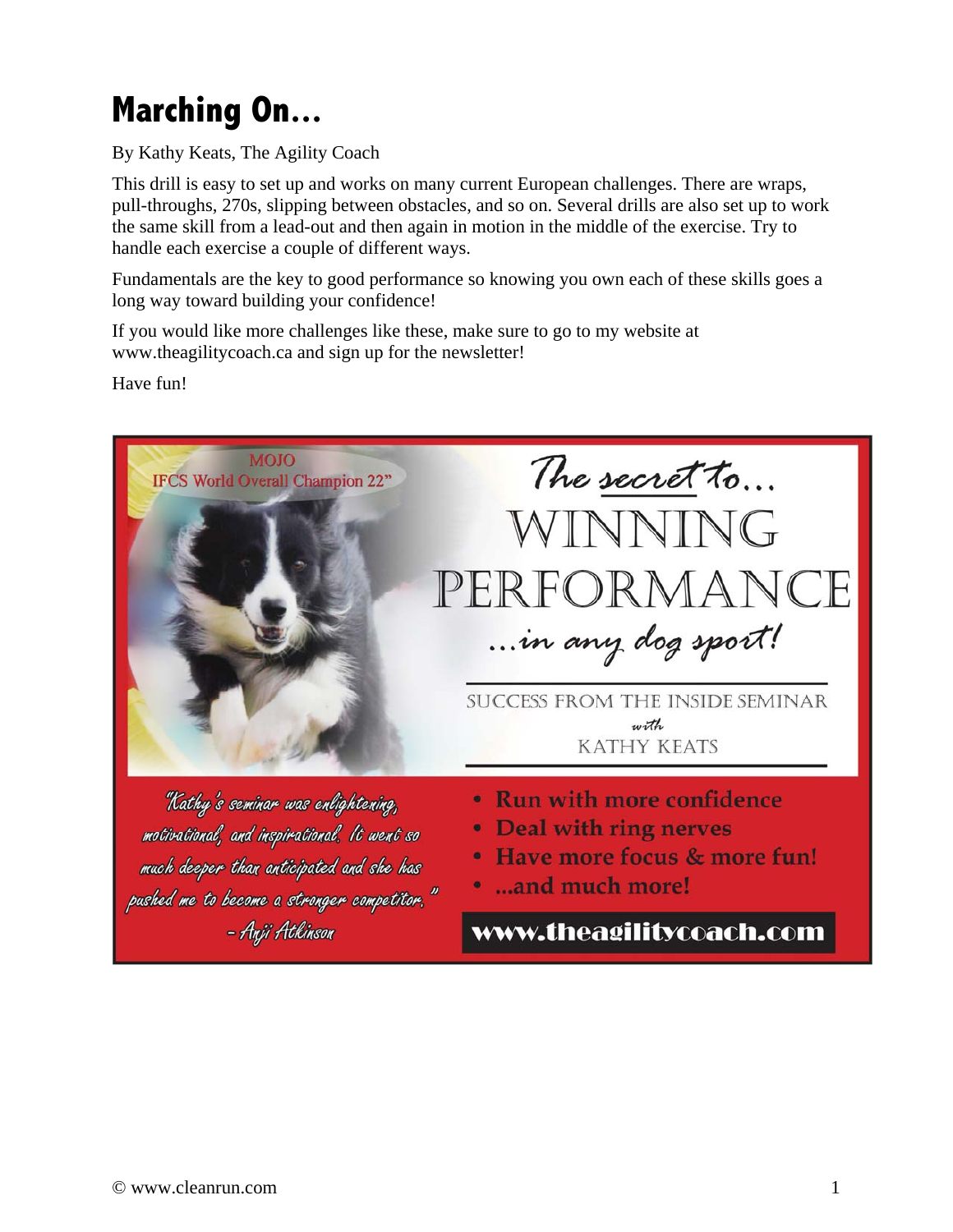# Marching On...

By Kathy Keats, The Agility Coach

This drill is easy to set up and works on many current European challenges. There are wraps, pull-throughs, 270s, slipping between obstacles, and so on. Several drills are also set up to work the same skill from a lead-out and then again in motion in the middle of the exercise. Try to handle each exercise a couple of different ways.

Fundamentals are the key to good performance so knowing you own each of these skills goes a long way toward building your confidence!

If you would like more challenges like these, make sure to go to my website at www.theagilitycoach.ca and sign up for the newsletter!

Have fun!

MOJO
IFCS World Overall Champion 22"

*The secret to...*
WINNING
PERFORMANCE
*...in any dog sport!*

SUCCESS FROM THE INSIDE SEMINAR
*with*
KATHY KEATS

*"Kathy's seminar was enlightening, motivational, and inspirational. It went so much deeper than anticipated and she has pushed me to become a stronger competitor."*
*– Anji Atkinson*

- **Run with more confidence**
- **Deal with ring nerves**
- **Have more focus & more fun!**
- **...and much more!**

**www.theagilitycoach.com**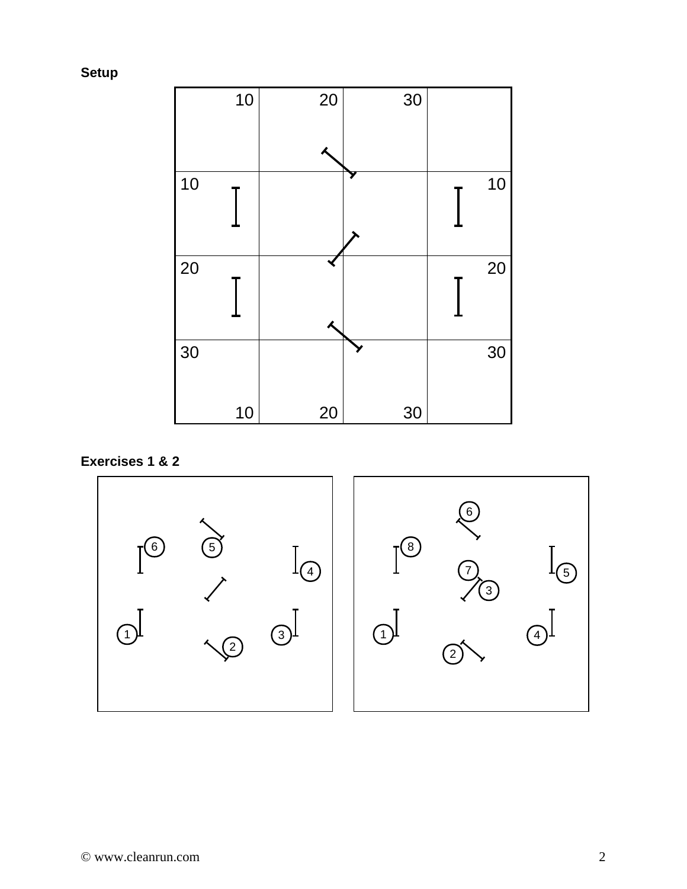**Setup**

| 10 | 20 | 30 | |
|---|---|---|---|
| 10 | | | 10 |
| 20 | | | 20 |
| 30<br>10 | 20 | 30 | 30 |

**Exercises 1 & 2**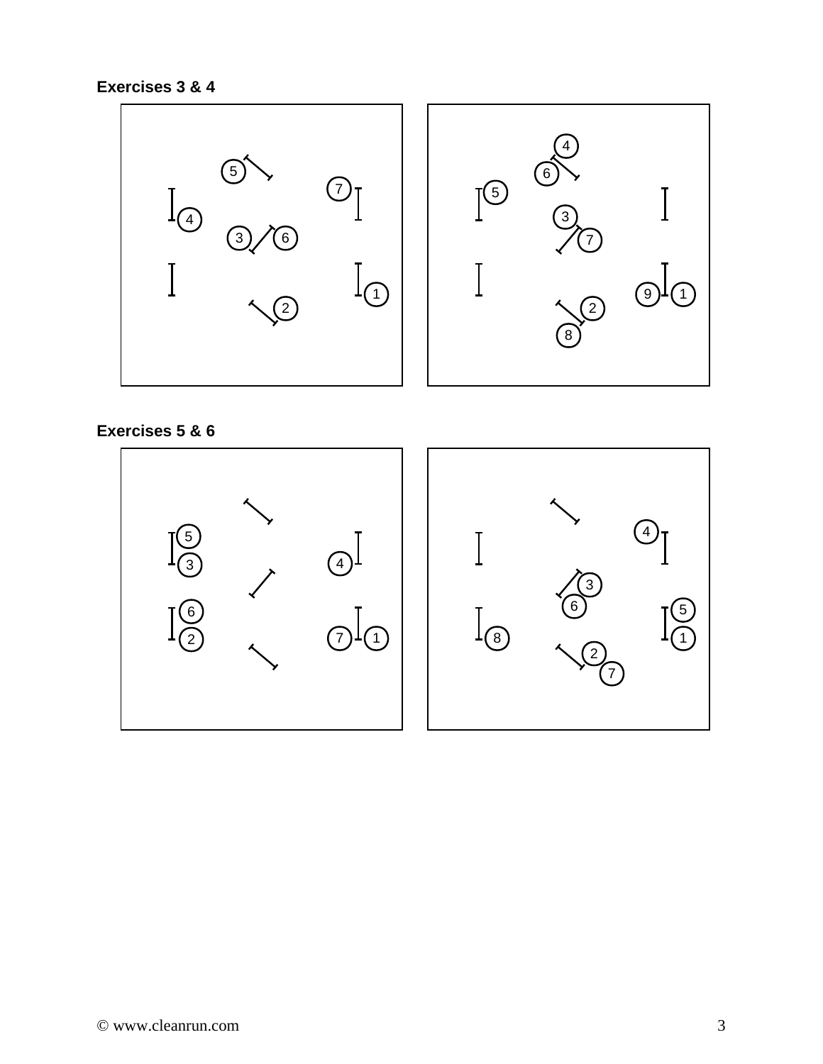**Exercises 3 & 4**

**Exercises 5 & 6**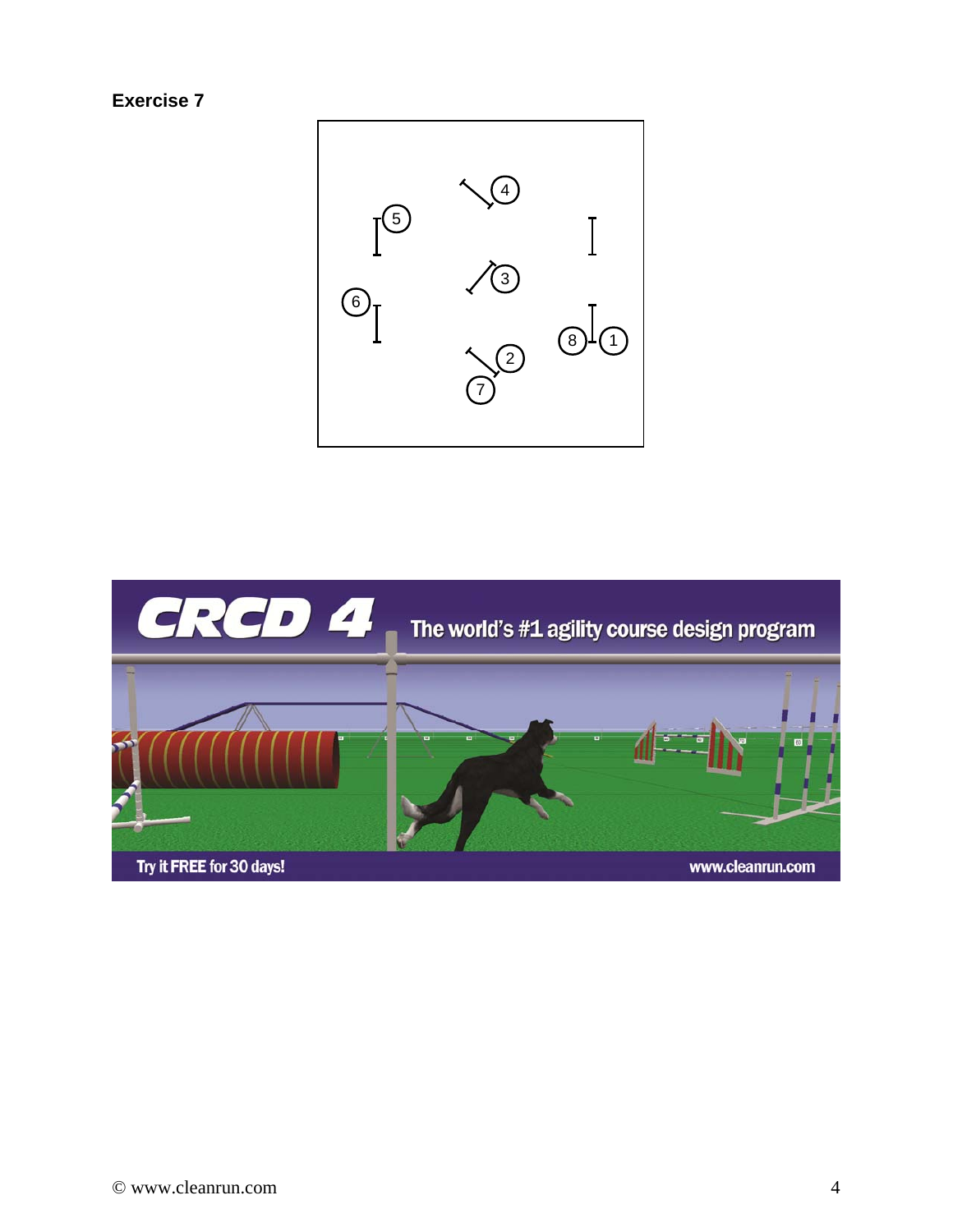**Exercise 7**

5
4
3
6
8
1
2
7

CRCD 4

The world's #1 agility course design program

Try it FREE for 30 days!

www.cleanrun.com

© www.cleanrun.com